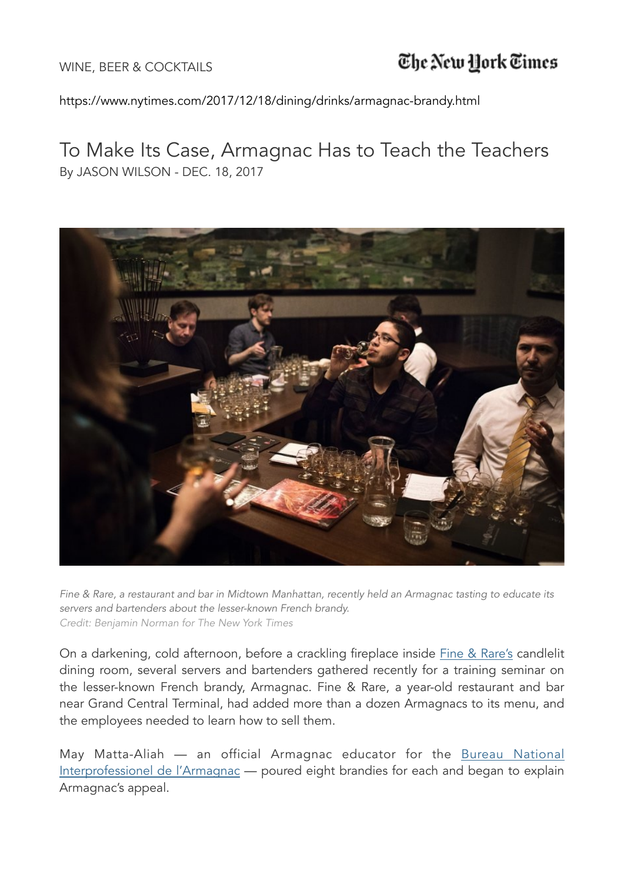WINE, BEER & COCKTAILS

The New York Times

https://www.nytimes.com/2017/12/18/dining/drinks/armagnac-brandy.html

# To Make Its Case, Armagnac Has to Teach the Teachers

By JASON WILSON - DEC. 18, 2017

*Fine & Rare, a restaurant and bar in Midtown Manhattan, recently held an Armagnac tasting to educate its servers and bartenders about the lesser-known French brandy.*
*Credit: Benjamin Norman for The New York Times*

On a darkening, cold afternoon, before a crackling fireplace inside Fine & Rare's candlelit dining room, several servers and bartenders gathered recently for a training seminar on the lesser-known French brandy, Armagnac. Fine & Rare, a year-old restaurant and bar near Grand Central Terminal, had added more than a dozen Armagnacs to its menu, and the employees needed to learn how to sell them.

May Matta-Aliah — an official Armagnac educator for the Bureau National Interprofessionel de l'Armagnac — poured eight brandies for each and began to explain Armagnac's appeal.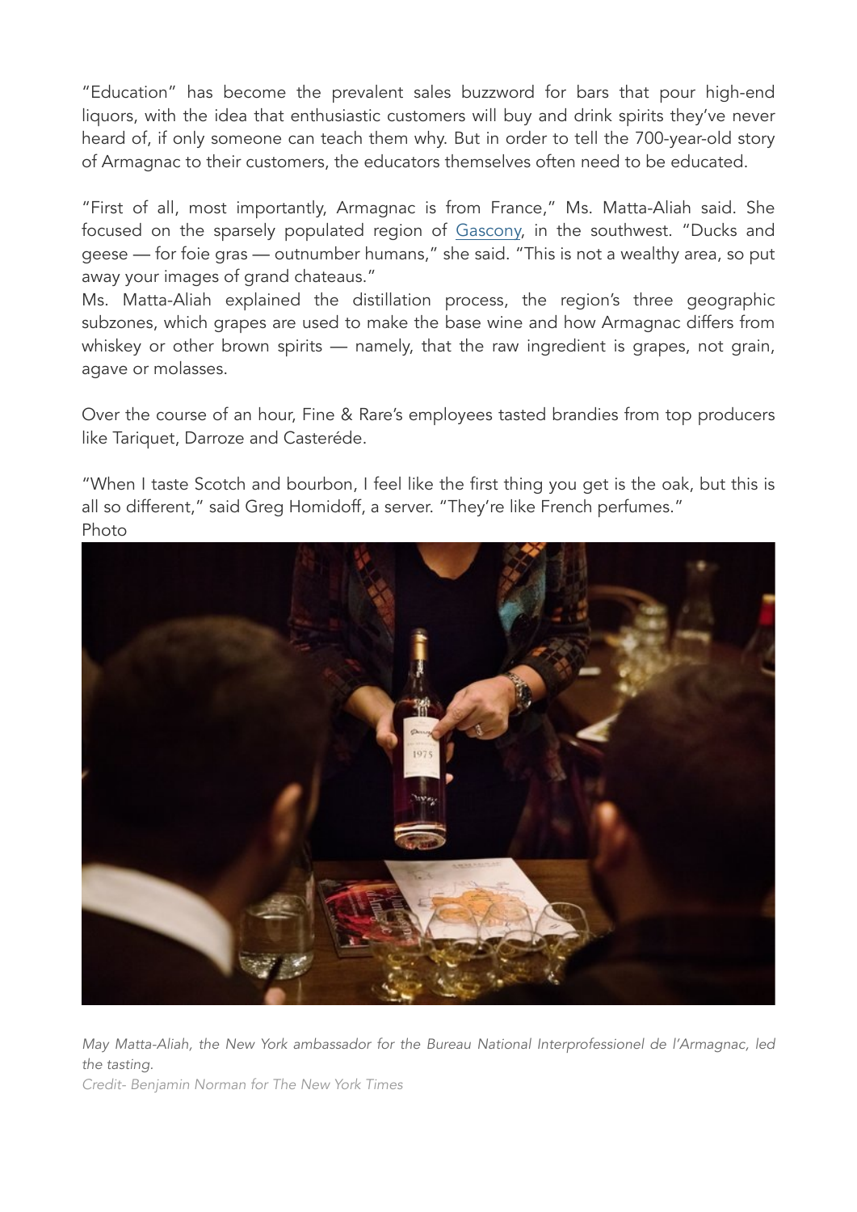"Education" has become the prevalent sales buzzword for bars that pour high-end liquors, with the idea that enthusiastic customers will buy and drink spirits they've never heard of, if only someone can teach them why. But in order to tell the 700-year-old story of Armagnac to their customers, the educators themselves often need to be educated.

"First of all, most importantly, Armagnac is from France," Ms. Matta-Aliah said. She focused on the sparsely populated region of Gascony, in the southwest. "Ducks and geese — for foie gras — outnumber humans," she said. "This is not a wealthy area, so put away your images of grand chateaus."

Ms. Matta-Aliah explained the distillation process, the region's three geographic subzones, which grapes are used to make the base wine and how Armagnac differs from whiskey or other brown spirits — namely, that the raw ingredient is grapes, not grain, agave or molasses.

Over the course of an hour, Fine & Rare's employees tasted brandies from top producers like Tariquet, Darroze and Casteréde.

"When I taste Scotch and bourbon, I feel like the first thing you get is the oak, but this is all so different," said Greg Homidoff, a server. "They're like French perfumes."

Photo

*May Matta-Aliah, the New York ambassador for the Bureau National Interprofessionel de l'Armagnac, led the tasting.*

*Credit- Benjamin Norman for The New York Times*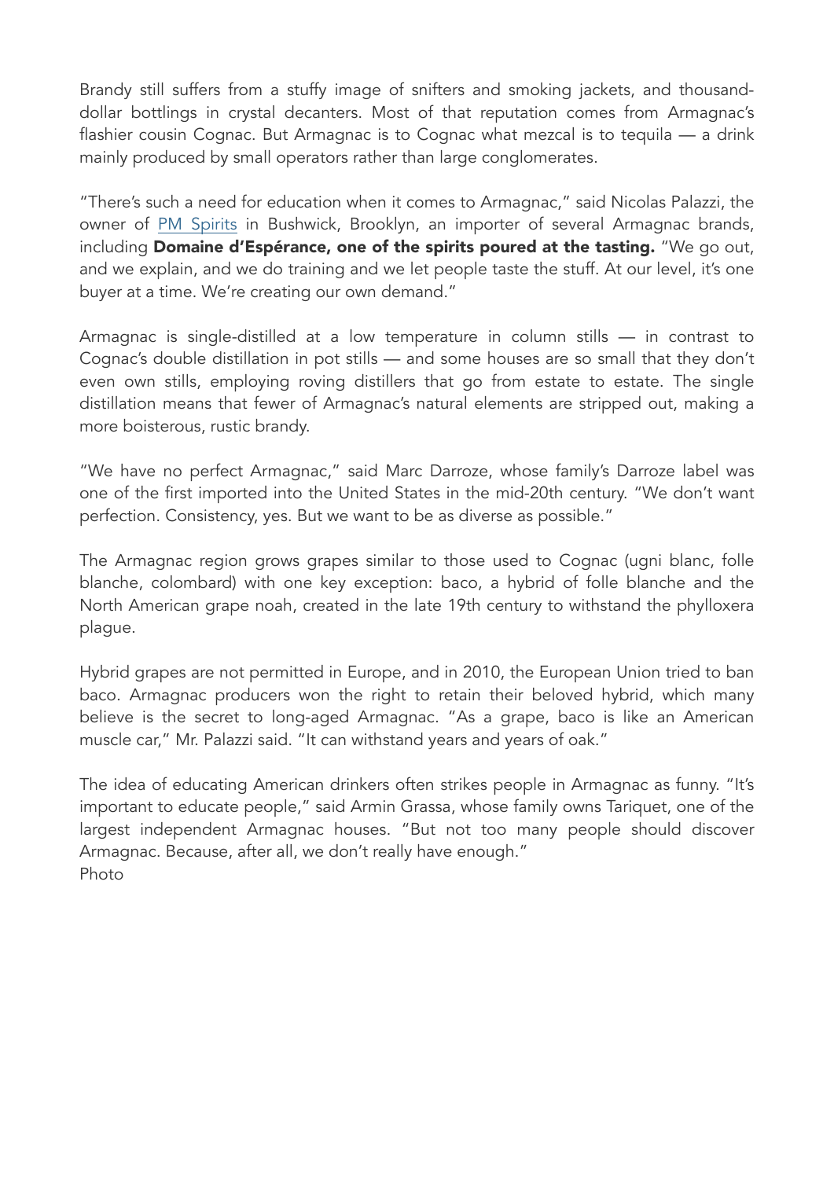Brandy still suffers from a stuffy image of snifters and smoking jackets, and thousand-dollar bottlings in crystal decanters. Most of that reputation comes from Armagnac's flashier cousin Cognac. But Armagnac is to Cognac what mezcal is to tequila — a drink mainly produced by small operators rather than large conglomerates.

"There's such a need for education when it comes to Armagnac," said Nicolas Palazzi, the owner of PM Spirits in Bushwick, Brooklyn, an importer of several Armagnac brands, including **Domaine d'Espérance, one of the spirits poured at the tasting.** "We go out, and we explain, and we do training and we let people taste the stuff. At our level, it's one buyer at a time. We're creating our own demand."

Armagnac is single-distilled at a low temperature in column stills — in contrast to Cognac's double distillation in pot stills — and some houses are so small that they don't even own stills, employing roving distillers that go from estate to estate. The single distillation means that fewer of Armagnac's natural elements are stripped out, making a more boisterous, rustic brandy.

"We have no perfect Armagnac," said Marc Darroze, whose family's Darroze label was one of the first imported into the United States in the mid-20th century. "We don't want perfection. Consistency, yes. But we want to be as diverse as possible."

The Armagnac region grows grapes similar to those used to Cognac (ugni blanc, folle blanche, colombard) with one key exception: baco, a hybrid of folle blanche and the North American grape noah, created in the late 19th century to withstand the phylloxera plague.

Hybrid grapes are not permitted in Europe, and in 2010, the European Union tried to ban baco. Armagnac producers won the right to retain their beloved hybrid, which many believe is the secret to long-aged Armagnac. "As a grape, baco is like an American muscle car," Mr. Palazzi said. "It can withstand years and years of oak."

The idea of educating American drinkers often strikes people in Armagnac as funny. "It's important to educate people," said Armin Grassa, whose family owns Tariquet, one of the largest independent Armagnac houses. "But not too many people should discover Armagnac. Because, after all, we don't really have enough."

Photo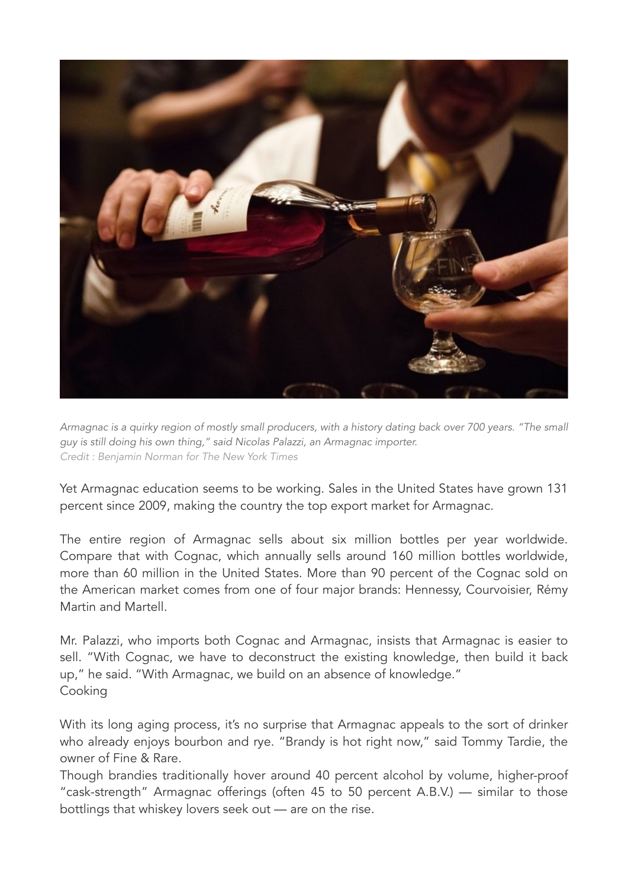*Armagnac is a quirky region of mostly small producers, with a history dating back over 700 years. "The small guy is still doing his own thing," said Nicolas Palazzi, an Armagnac importer.*
*Credit : Benjamin Norman for The New York Times*

Yet Armagnac education seems to be working. Sales in the United States have grown 131 percent since 2009, making the country the top export market for Armagnac.

The entire region of Armagnac sells about six million bottles per year worldwide. Compare that with Cognac, which annually sells around 160 million bottles worldwide, more than 60 million in the United States. More than 90 percent of the Cognac sold on the American market comes from one of four major brands: Hennessy, Courvoisier, Rémy Martin and Martell.

Mr. Palazzi, who imports both Cognac and Armagnac, insists that Armagnac is easier to sell. "With Cognac, we have to deconstruct the existing knowledge, then build it back up," he said. "With Armagnac, we build on an absence of knowledge."
Cooking

With its long aging process, it's no surprise that Armagnac appeals to the sort of drinker who already enjoys bourbon and rye. "Brandy is hot right now," said Tommy Tardie, the owner of Fine & Rare.
Though brandies traditionally hover around 40 percent alcohol by volume, higher-proof "cask-strength" Armagnac offerings (often 45 to 50 percent A.B.V.) — similar to those bottlings that whiskey lovers seek out — are on the rise.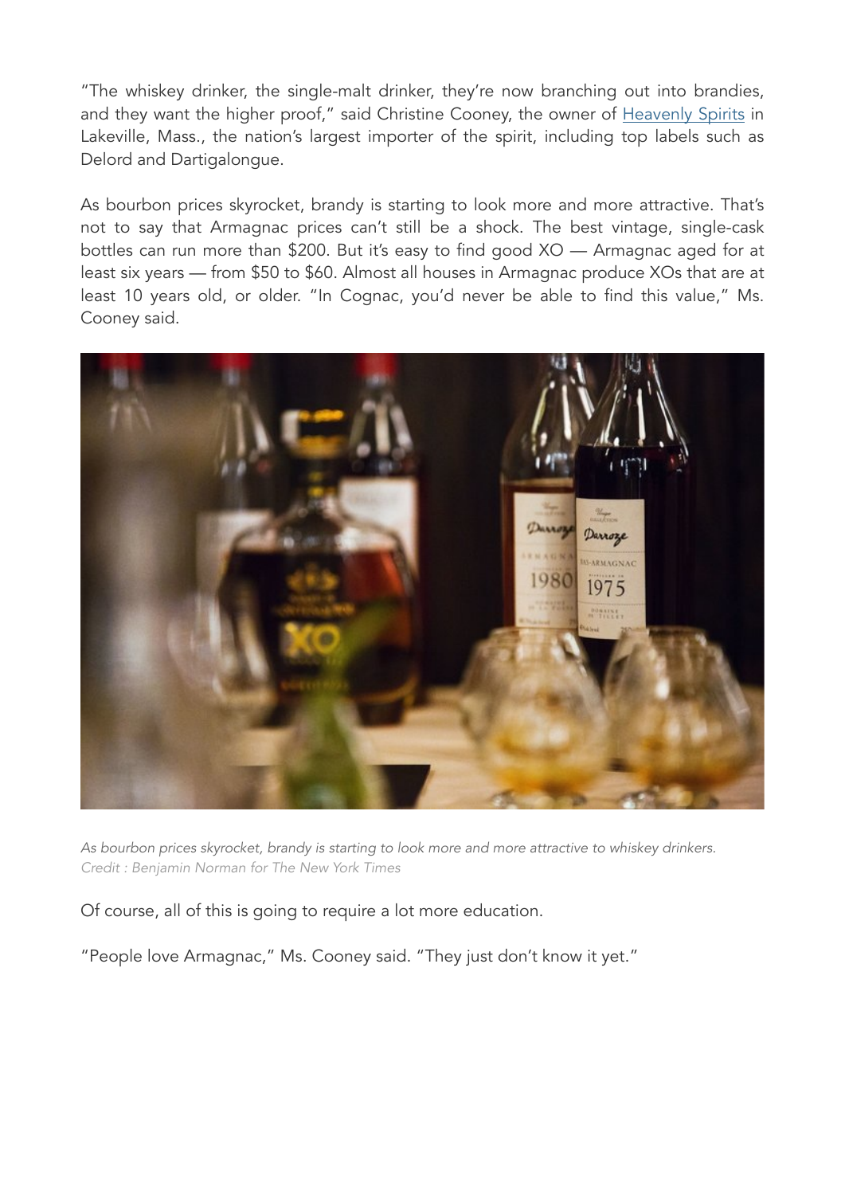"The whiskey drinker, the single-malt drinker, they're now branching out into brandies, and they want the higher proof," said Christine Cooney, the owner of [Heavenly Spirits] in Lakeville, Mass., the nation's largest importer of the spirit, including top labels such as Delord and Dartigalongue.

As bourbon prices skyrocket, brandy is starting to look more and more attractive. That's not to say that Armagnac prices can't still be a shock. The best vintage, single-cask bottles can run more than $200. But it's easy to find good XO — Armagnac aged for at least six years — from $50 to $60. Almost all houses in Armagnac produce XOs that are at least 10 years old, or older. "In Cognac, you'd never be able to find this value," Ms. Cooney said.

*As bourbon prices skyrocket, brandy is starting to look more and more attractive to whiskey drinkers.*
*Credit : Benjamin Norman for The New York Times*

Of course, all of this is going to require a lot more education.

"People love Armagnac," Ms. Cooney said. "They just don't know it yet."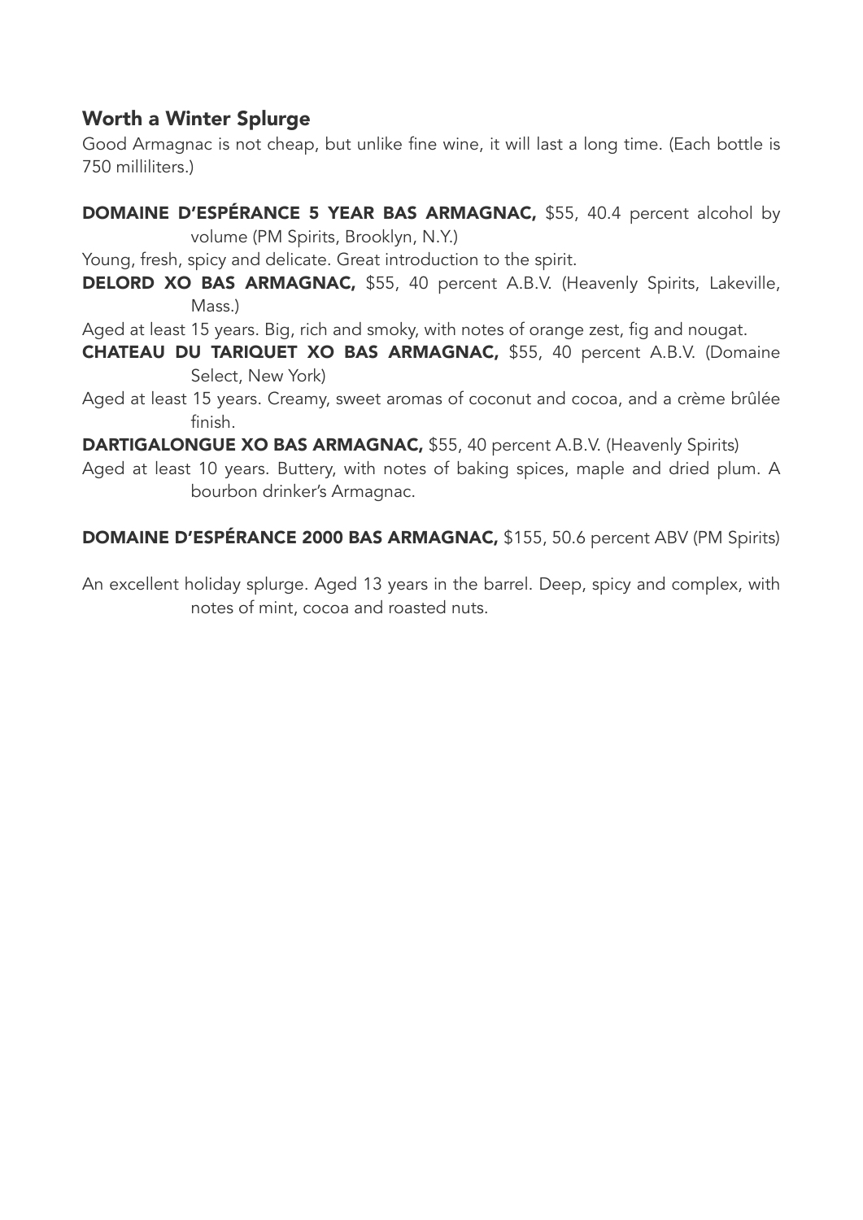## Worth a Winter Splurge

Good Armagnac is not cheap, but unlike fine wine, it will last a long time. (Each bottle is 750 milliliters.)

**DOMAINE D'ESPÉRANCE 5 YEAR BAS ARMAGNAC,** $55, 40.4 percent alcohol by volume (PM Spirits, Brooklyn, N.Y.)

Young, fresh, spicy and delicate. Great introduction to the spirit.

**DELORD XO BAS ARMAGNAC,** $55, 40 percent A.B.V. (Heavenly Spirits, Lakeville, Mass.)

Aged at least 15 years. Big, rich and smoky, with notes of orange zest, fig and nougat.

**CHATEAU DU TARIQUET XO BAS ARMAGNAC,** $55, 40 percent A.B.V. (Domaine Select, New York)

Aged at least 15 years. Creamy, sweet aromas of coconut and cocoa, and a crème brûlée finish.

**DARTIGALONGUE XO BAS ARMAGNAC,** $55, 40 percent A.B.V. (Heavenly Spirits)

Aged at least 10 years. Buttery, with notes of baking spices, maple and dried plum. A bourbon drinker's Armagnac.

**DOMAINE D'ESPÉRANCE 2000 BAS ARMAGNAC,** $155, 50.6 percent ABV (PM Spirits)

An excellent holiday splurge. Aged 13 years in the barrel. Deep, spicy and complex, with notes of mint, cocoa and roasted nuts.